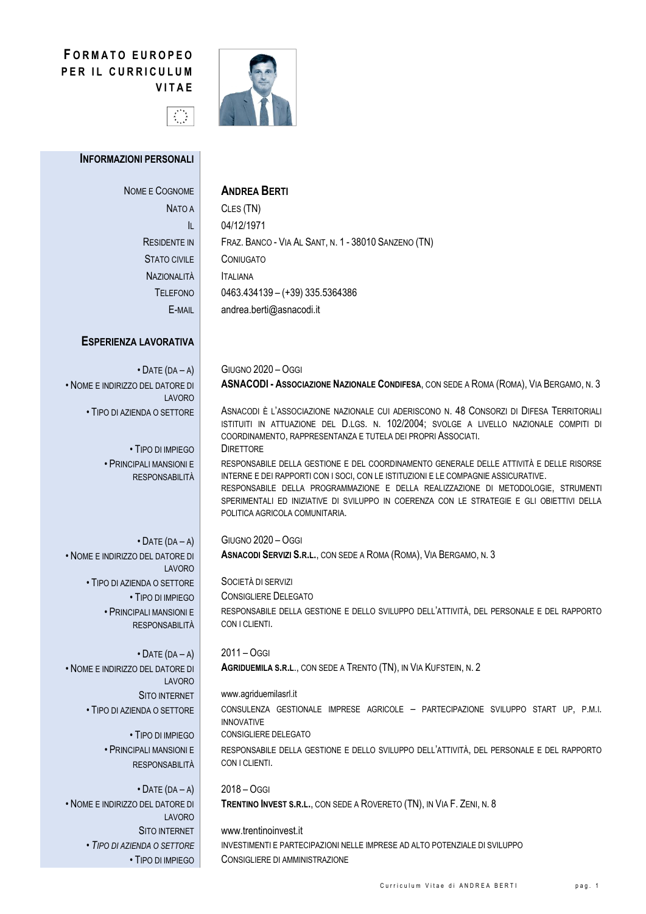# FORMATO EUROPEO PER IL CURRICULUM VITAE

## INFORMAZIONI PERSONALI

| | |
|---|---|
| NOME E COGNOME | **ANDREA BERTI** |
| NATO A | CLES (TN) |
| IL | 04/12/1971 |
| RESIDENTE IN | FRAZ. BANCO - VIA AL SANT, N. 1 - 38010 SANZENO (TN) |
| STATO CIVILE | CONIUGATO |
| NAZIONALITÀ | ITALIANA |
| TELEFONO | 0463.434139 – (+39) 335.5364386 |
| E-MAIL | andrea.berti@asnacodi.it |

## ESPERIENZA LAVORATIVA

| | |
|---|---|
| • DATE (DA – A) | GIUGNO 2020 – OGGI |
| • NOME E INDIRIZZO DEL DATORE DI LAVORO | **ASNACODI - ASSOCIAZIONE NAZIONALE CONDIFESA**, CON SEDE A ROMA (ROMA), VIA BERGAMO, N. 3 |
| • TIPO DI AZIENDA O SETTORE | ASNACODI È L'ASSOCIAZIONE NAZIONALE CUI ADERISCONO N. 48 CONSORZI DI DIFESA TERRITORIALI ISTITUITI IN ATTUAZIONE DEL D.LGS. N. 102/2004; SVOLGE A LIVELLO NAZIONALE COMPITI DI COORDINAMENTO, RAPPRESENTANZA E TUTELA DEI PROPRI ASSOCIATI. |
| • TIPO DI IMPIEGO | DIRETTORE |
| • PRINCIPALI MANSIONI E RESPONSABILITÀ | RESPONSABILE DELLA GESTIONE E DEL COORDINAMENTO GENERALE DELLE ATTIVITÀ E DELLE RISORSE INTERNE E DEI RAPPORTI CON I SOCI, CON LE ISTITUZIONI E LE COMPAGNIE ASSICURATIVE. RESPONSABILE DELLA PROGRAMMAZIONE E DELLA REALIZZAZIONE DI METODOLOGIE, STRUMENTI SPERIMENTALI ED INIZIATIVE DI SVILUPPO IN COERENZA CON LE STRATEGIE E GLI OBIETTIVI DELLA POLITICA AGRICOLA COMUNITARIA. |

| | |
|---|---|
| • DATE (DA – A) | GIUGNO 2020 – OGGI |
| • NOME E INDIRIZZO DEL DATORE DI LAVORO | **ASNACODI SERVIZI S.R.L.**, CON SEDE A ROMA (ROMA), VIA BERGAMO, N. 3 |
| • TIPO DI AZIENDA O SETTORE | SOCIETÀ DI SERVIZI |
| • TIPO DI IMPIEGO | CONSIGLIERE DELEGATO |
| • PRINCIPALI MANSIONI E RESPONSABILITÀ | RESPONSABILE DELLA GESTIONE E DELLO SVILUPPO DELL'ATTIVITÀ, DEL PERSONALE E DEL RAPPORTO CON I CLIENTI. |

| | |
|---|---|
| • DATE (DA – A) | 2011 – OGGI |
| • NOME E INDIRIZZO DEL DATORE DI LAVORO | **AGRIDUEMILA S.R.L.**, CON SEDE A TRENTO (TN), IN VIA KUFSTEIN, N. 2 |
| SITO INTERNET | www.agriduemilasrl.it |
| • TIPO DI AZIENDA O SETTORE | CONSULENZA GESTIONALE IMPRESE AGRICOLE – PARTECIPAZIONE SVILUPPO START UP, P.M.I. INNOVATIVE |
| • TIPO DI IMPIEGO | CONSIGLIERE DELEGATO |
| • PRINCIPALI MANSIONI E RESPONSABILITÀ | RESPONSABILE DELLA GESTIONE E DELLO SVILUPPO DELL'ATTIVITÀ, DEL PERSONALE E DEL RAPPORTO CON I CLIENTI. |

| | |
|---|---|
| • DATE (DA – A) | 2018 – OGGI |
| • NOME E INDIRIZZO DEL DATORE DI LAVORO | **TRENTINO INVEST S.R.L.**, CON SEDE A ROVERETO (TN), IN VIA F. ZENI, N. 8 |
| SITO INTERNET | www.trentinoinvest.it |
| • *TIPO DI AZIENDA O SETTORE* | INVESTIMENTI E PARTECIPAZIONI NELLE IMPRESE AD ALTO POTENZIALE DI SVILUPPO |
| • TIPO DI IMPIEGO | CONSIGLIERE DI AMMINISTRAZIONE |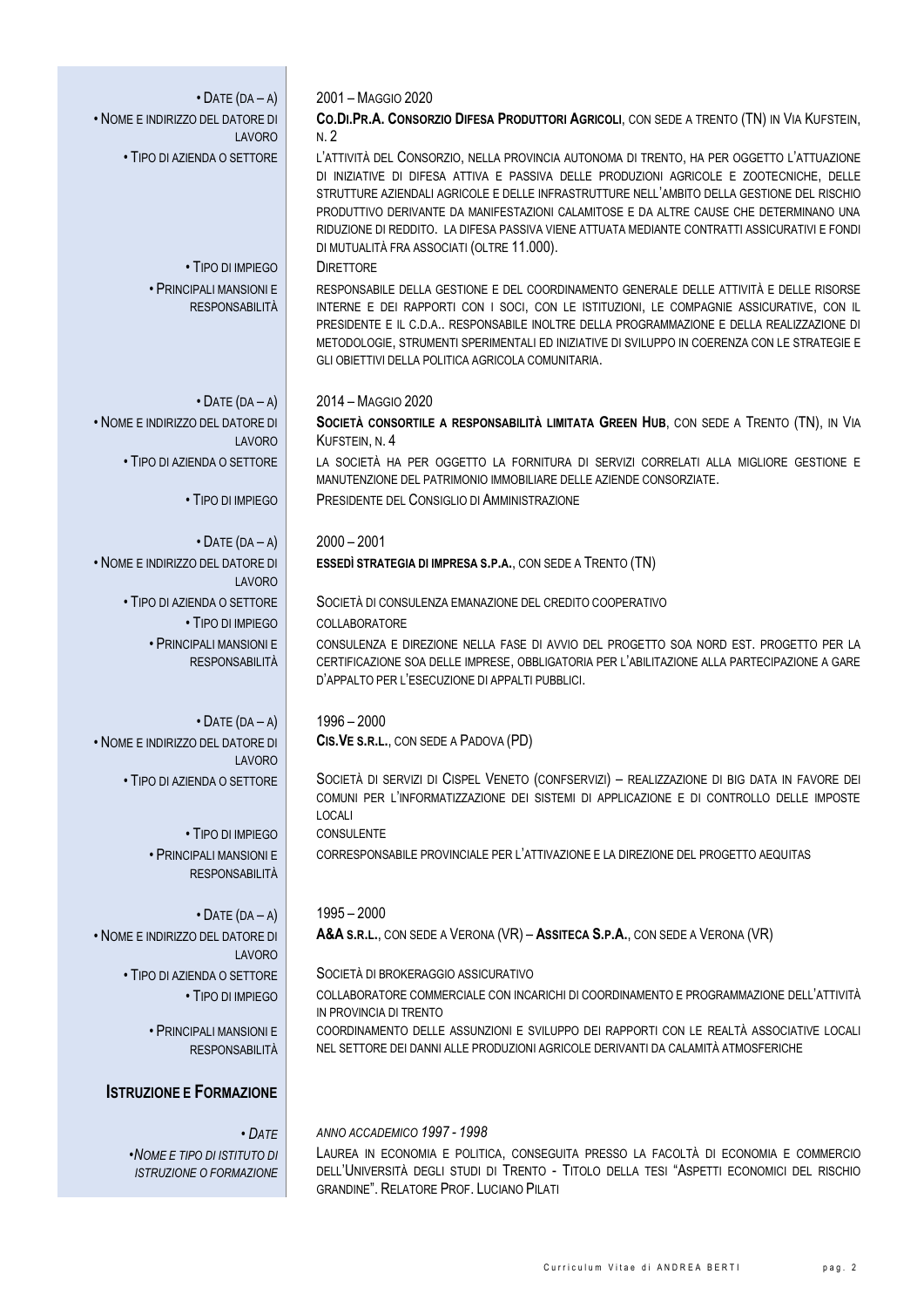| | |
|---|---|
| • Date (da – a) | 2001 – Maggio 2020 |
| • Nome e indirizzo del datore di lavoro | **Co.Di.Pr.A. Consorzio Difesa Produttori Agricoli**, con sede a Trento (TN) in Via Kufstein, n. 2 |
| • Tipo di azienda o settore | L'attività del Consorzio, nella provincia autonoma di trento, ha per oggetto l'attuazione di iniziative di difesa attiva e passiva delle produzioni agricole e zootecniche, delle strutture aziendali agricole e delle infrastrutture nell'ambito della gestione del rischio produttivo derivante da manifestazioni calamitose e da altre cause che determinano una riduzione di reddito. La difesa passiva viene attuata mediante contratti assicurativi e fondi di mutualità fra associati (oltre 11.000). |
| • Tipo di impiego | Direttore |
| • Principali mansioni e responsabilità | Responsabile della gestione e del coordinamento generale delle attività e delle risorse interne e dei rapporti con i soci, con le istituzioni, le compagnie assicurative, con il presidente e il C.d.A.. Responsabile inoltre della programmazione e della realizzazione di metodologie, strumenti sperimentali ed iniziative di sviluppo in coerenza con le strategie e gli obiettivi della politica agricola comunitaria. |
| • Date (da – a) | 2014 – Maggio 2020 |
| • Nome e indirizzo del datore di lavoro | **Società consortile a responsabilità limitata Green Hub**, con sede a Trento (TN), in Via Kufstein, n. 4 |
| • Tipo di azienda o settore | La società ha per oggetto la fornitura di servizi correlati alla migliore gestione e manutenzione del patrimonio immobiliare delle aziende consorziate. |
| • Tipo di impiego | Presidente del Consiglio di Amministrazione |
| • Date (da – a) | 2000 – 2001 |
| • Nome e indirizzo del datore di lavoro | **Essedì strategia di impresa s.p.a.**, con sede a Trento (TN) |
| • Tipo di azienda o settore | Società di consulenza emanazione del credito cooperativo |
| • Tipo di impiego | collaboratore |
| • Principali mansioni e responsabilità | Consulenza e direzione nella fase di avvio del progetto SOA Nord Est. Progetto per la certificazione SOA delle imprese, obbligatoria per l'abilitazione alla partecipazione a gare d'appalto per l'esecuzione di appalti pubblici. |
| • Date (da – a) | 1996 – 2000 |
| • Nome e indirizzo del datore di lavoro | **Cis.Ve s.r.l.**, con sede a Padova (PD) |
| • Tipo di azienda o settore | Società di servizi di Cispel Veneto (confservizi) – realizzazione di big data in favore dei comuni per l'informatizzazione dei sistemi di applicazione e di controllo delle imposte locali |
| • Tipo di impiego | consulente |
| • Principali mansioni e responsabilità | corresponsabile provinciale per l'attivazione e la direzione del progetto Aequitas |
| • Date (da – a) | 1995 – 2000 |
| • Nome e indirizzo del datore di lavoro | **A&A s.r.l.**, con sede a Verona (VR) – **Assiteca S.p.A.**, con sede a Verona (VR) |
| • Tipo di azienda o settore | Società di brokeraggio assicurativo |
| • Tipo di impiego | collaboratore commerciale con incarichi di coordinamento e programmazione dell'attività in provincia di Trento |
| • Principali mansioni e responsabilità | coordinamento delle assunzioni e sviluppo dei rapporti con le realtà associative locali nel settore dei danni alle produzioni agricole derivanti da calamità atmosferiche |

## Istruzione e Formazione

| | |
|---|---|
| • *Date* | *Anno accademico 1997 - 1998* |
| •*Nome e tipo di istituto di istruzione o formazione* | Laurea in economia e politica, conseguita presso la facoltà di economia e commercio dell'Università degli studi di Trento - Titolo della tesi "Aspetti economici del rischio grandine". Relatore Prof. Luciano Pilati |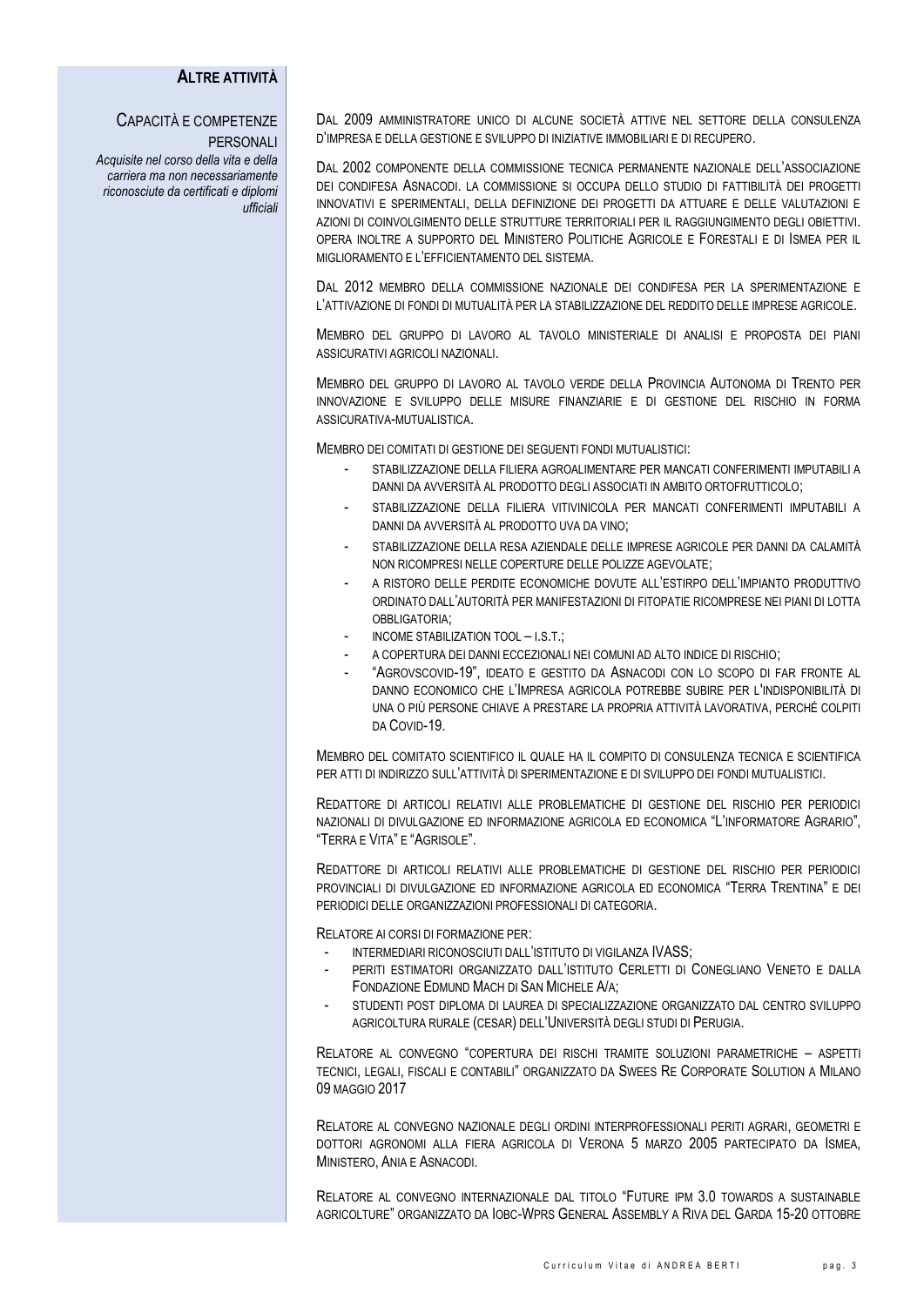## ALTRE ATTIVITÀ

### CAPACITÀ E COMPETENZE PERSONALI

*Acquisite nel corso della vita e della carriera ma non necessariamente riconosciute da certificati e diplomi ufficiali*

DAL 2009 AMMINISTRATORE UNICO DI ALCUNE SOCIETÀ ATTIVE NEL SETTORE DELLA CONSULENZA D'IMPRESA E DELLA GESTIONE E SVILUPPO DI INIZIATIVE IMMOBILIARI E DI RECUPERO.

DAL 2002 COMPONENTE DELLA COMMISSIONE TECNICA PERMANENTE NAZIONALE DELL'ASSOCIAZIONE DEI CONDIFESA ASNACODI. LA COMMISSIONE SI OCCUPA DELLO STUDIO DI FATTIBILITÀ DEI PROGETTI INNOVATIVI E SPERIMENTALI, DELLA DEFINIZIONE DEI PROGETTI DA ATTUARE E DELLE VALUTAZIONI E AZIONI DI COINVOLGIMENTO DELLE STRUTTURE TERRITORIALI PER IL RAGGIUNGIMENTO DEGLI OBIETTIVI. OPERA INOLTRE A SUPPORTO DEL MINISTERO POLITICHE AGRICOLE E FORESTALI E DI ISMEA PER IL MIGLIORAMENTO E L'EFFICIENTAMENTO DEL SISTEMA.

DAL 2012 MEMBRO DELLA COMMISSIONE NAZIONALE DEI CONDIFESA PER LA SPERIMENTAZIONE E L'ATTIVAZIONE DI FONDI DI MUTUALITÀ PER LA STABILIZZAZIONE DEL REDDITO DELLE IMPRESE AGRICOLE.

MEMBRO DEL GRUPPO DI LAVORO AL TAVOLO MINISTERIALE DI ANALISI E PROPOSTA DEI PIANI ASSICURATIVI AGRICOLI NAZIONALI.

MEMBRO DEL GRUPPO DI LAVORO AL TAVOLO VERDE DELLA PROVINCIA AUTONOMA DI TRENTO PER INNOVAZIONE E SVILUPPO DELLE MISURE FINANZIARIE E DI GESTIONE DEL RISCHIO IN FORMA ASSICURATIVA-MUTUALISTICA.

MEMBRO DEI COMITATI DI GESTIONE DEI SEGUENTI FONDI MUTUALISTICI:

- STABILIZZAZIONE DELLA FILIERA AGROALIMENTARE PER MANCATI CONFERIMENTI IMPUTABILI A DANNI DA AVVERSITÀ AL PRODOTTO DEGLI ASSOCIATI IN AMBITO ORTOFRUTTICOLO;
- STABILIZZAZIONE DELLA FILIERA VITIVINICOLA PER MANCATI CONFERIMENTI IMPUTABILI A DANNI DA AVVERSITÀ AL PRODOTTO UVA DA VINO;
- STABILIZZAZIONE DELLA RESA AZIENDALE DELLE IMPRESE AGRICOLE PER DANNI DA CALAMITÀ NON RICOMPRESI NELLE COPERTURE DELLE POLIZZE AGEVOLATE;
- A RISTORO DELLE PERDITE ECONOMICHE DOVUTE ALL'ESTIRPO DELL'IMPIANTO PRODUTTIVO ORDINATO DALL'AUTORITÀ PER MANIFESTAZIONI DI FITOPATIE RICOMPRESE NEI PIANI DI LOTTA OBBLIGATORIA;
- INCOME STABILIZATION TOOL – I.S.T.;
- A COPERTURA DEI DANNI ECCEZIONALI NEI COMUNI AD ALTO INDICE DI RISCHIO;
- "AGROVSCOVID-19", IDEATO E GESTITO DA ASNACODI CON LO SCOPO DI FAR FRONTE AL DANNO ECONOMICO CHE L'IMPRESA AGRICOLA POTREBBE SUBIRE PER L'INDISPONIBILITÀ DI UNA O PIÙ PERSONE CHIAVE A PRESTARE LA PROPRIA ATTIVITÀ LAVORATIVA, PERCHÉ COLPITI DA COVID-19.

MEMBRO DEL COMITATO SCIENTIFICO IL QUALE HA IL COMPITO DI CONSULENZA TECNICA E SCIENTIFICA PER ATTI DI INDIRIZZO SULL'ATTIVITÀ DI SPERIMENTAZIONE E DI SVILUPPO DEI FONDI MUTUALISTICI.

REDATTORE DI ARTICOLI RELATIVI ALLE PROBLEMATICHE DI GESTIONE DEL RISCHIO PER PERIODICI NAZIONALI DI DIVULGAZIONE ED INFORMAZIONE AGRICOLA ED ECONOMICA "L'INFORMATORE AGRARIO", "TERRA E VITA" E "AGRISOLE".

REDATTORE DI ARTICOLI RELATIVI ALLE PROBLEMATICHE DI GESTIONE DEL RISCHIO PER PERIODICI PROVINCIALI DI DIVULGAZIONE ED INFORMAZIONE AGRICOLA ED ECONOMICA "TERRA TRENTINA" E DEI PERIODICI DELLE ORGANIZZAZIONI PROFESSIONALI DI CATEGORIA.

RELATORE AI CORSI DI FORMAZIONE PER:

- INTERMEDIARI RICONOSCIUTI DALL'ISTITUTO DI VIGILANZA IVASS;
- PERITI ESTIMATORI ORGANIZZATO DALL'ISTITUTO CERLETTI DI CONEGLIANO VENETO E DALLA FONDAZIONE EDMUND MACH DI SAN MICHELE A/A;
- STUDENTI POST DIPLOMA DI LAUREA DI SPECIALIZZAZIONE ORGANIZZATO DAL CENTRO SVILUPPO AGRICOLTURA RURALE (CESAR) DELL'UNIVERSITÀ DEGLI STUDI DI PERUGIA.

RELATORE AL CONVEGNO "COPERTURA DEI RISCHI TRAMITE SOLUZIONI PARAMETRICHE – ASPETTI TECNICI, LEGALI, FISCALI E CONTABILI" ORGANIZZATO DA SWEES RE CORPORATE SOLUTION A MILANO 09 MAGGIO 2017

RELATORE AL CONVEGNO NAZIONALE DEGLI ORDINI INTERPROFESSIONALI PERITI AGRARI, GEOMETRI E DOTTORI AGRONOMI ALLA FIERA AGRICOLA DI VERONA 5 MARZO 2005 PARTECIPATO DA ISMEA, MINISTERO, ANIA E ASNACODI.

RELATORE AL CONVEGNO INTERNAZIONALE DAL TITOLO "FUTURE IPM 3.0 TOWARDS A SUSTAINABLE AGRICOLTURE" ORGANIZZATO DA IOBC-WPRS GENERAL ASSEMBLY A RIVA DEL GARDA 15-20 OTTOBRE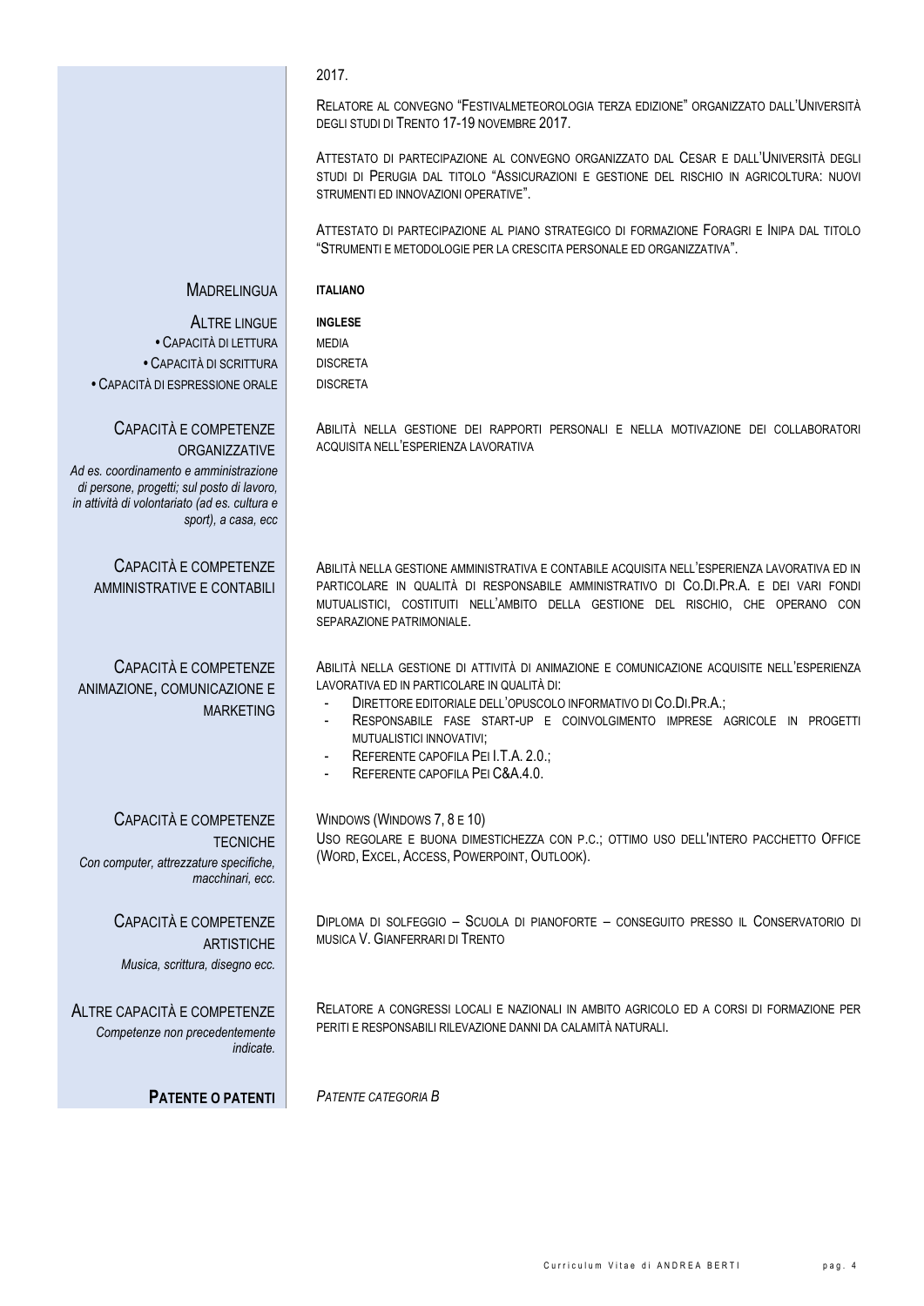2017.

RELATORE AL CONVEGNO "FESTIVALMETEOROLOGIA TERZA EDIZIONE" ORGANIZZATO DALL'UNIVERSITÀ DEGLI STUDI DI TRENTO 17-19 NOVEMBRE 2017.

ATTESTATO DI PARTECIPAZIONE AL CONVEGNO ORGANIZZATO DAL CESAR E DALL'UNIVERSITÀ DEGLI STUDI DI PERUGIA DAL TITOLO "ASSICURAZIONI E GESTIONE DEL RISCHIO IN AGRICOLTURA: NUOVI STRUMENTI ED INNOVAZIONI OPERATIVE".

ATTESTATO DI PARTECIPAZIONE AL PIANO STRATEGICO DI FORMAZIONE FORAGRI E INIPA DAL TITOLO "STRUMENTI E METODOLOGIE PER LA CRESCITA PERSONALE ED ORGANIZZATIVA".

**MADRELINGUA**

**ITALIANO**

**ALTRE LINGUE**

**INGLESE**

- CAPACITÀ DI LETTURA: MEDIA
- CAPACITÀ DI SCRITTURA: DISCRETA
- CAPACITÀ DI ESPRESSIONE ORALE: DISCRETA

**CAPACITÀ E COMPETENZE ORGANIZZATIVE**

*Ad es. coordinamento e amministrazione di persone, progetti; sul posto di lavoro, in attività di volontariato (ad es. cultura e sport), a casa, ecc*

ABILITÀ NELLA GESTIONE DEI RAPPORTI PERSONALI E NELLA MOTIVAZIONE DEI COLLABORATORI ACQUISITA NELL'ESPERIENZA LAVORATIVA

**CAPACITÀ E COMPETENZE AMMINISTRATIVE E CONTABILI**

ABILITÀ NELLA GESTIONE AMMINISTRATIVA E CONTABILE ACQUISITA NELL'ESPERIENZA LAVORATIVA ED IN PARTICOLARE IN QUALITÀ DI RESPONSABILE AMMINISTRATIVO DI CO.DI.PR.A. E DEI VARI FONDI MUTUALISTICI, COSTITUITI NELL'AMBITO DELLA GESTIONE DEL RISCHIO, CHE OPERANO CON SEPARAZIONE PATRIMONIALE.

**CAPACITÀ E COMPETENZE ANIMAZIONE, COMUNICAZIONE E MARKETING**

ABILITÀ NELLA GESTIONE DI ATTIVITÀ DI ANIMAZIONE E COMUNICAZIONE ACQUISITE NELL'ESPERIENZA LAVORATIVA ED IN PARTICOLARE IN QUALITÀ DI:

- DIRETTORE EDITORIALE DELL'OPUSCOLO INFORMATIVO DI CO.DI.PR.A.;
- RESPONSABILE FASE START-UP E COINVOLGIMENTO IMPRESE AGRICOLE IN PROGETTI MUTUALISTICI INNOVATIVI;
- REFERENTE CAPOFILA PEI I.T.A. 2.0.;
- REFERENTE CAPOFILA PEI C&A.4.0.

**CAPACITÀ E COMPETENZE TECNICHE**

*Con computer, attrezzature specifiche, macchinari, ecc.*

WINDOWS (WINDOWS 7, 8 E 10)
USO REGOLARE E BUONA DIMESTICHEZZA CON P.C.; OTTIMO USO DELL'INTERO PACCHETTO OFFICE (WORD, EXCEL, ACCESS, POWERPOINT, OUTLOOK).

**CAPACITÀ E COMPETENZE ARTISTICHE**

*Musica, scrittura, disegno ecc.*

DIPLOMA DI SOLFEGGIO – SCUOLA DI PIANOFORTE – CONSEGUITO PRESSO IL CONSERVATORIO DI MUSICA V. GIANFERRARI DI TRENTO

**ALTRE CAPACITÀ E COMPETENZE**

*Competenze non precedentemente indicate.*

RELATORE A CONGRESSI LOCALI E NAZIONALI IN AMBITO AGRICOLO ED A CORSI DI FORMAZIONE PER PERITI E RESPONSABILI RILEVAZIONE DANNI DA CALAMITÀ NATURALI.

**PATENTE O PATENTI**

*PATENTE CATEGORIA B*